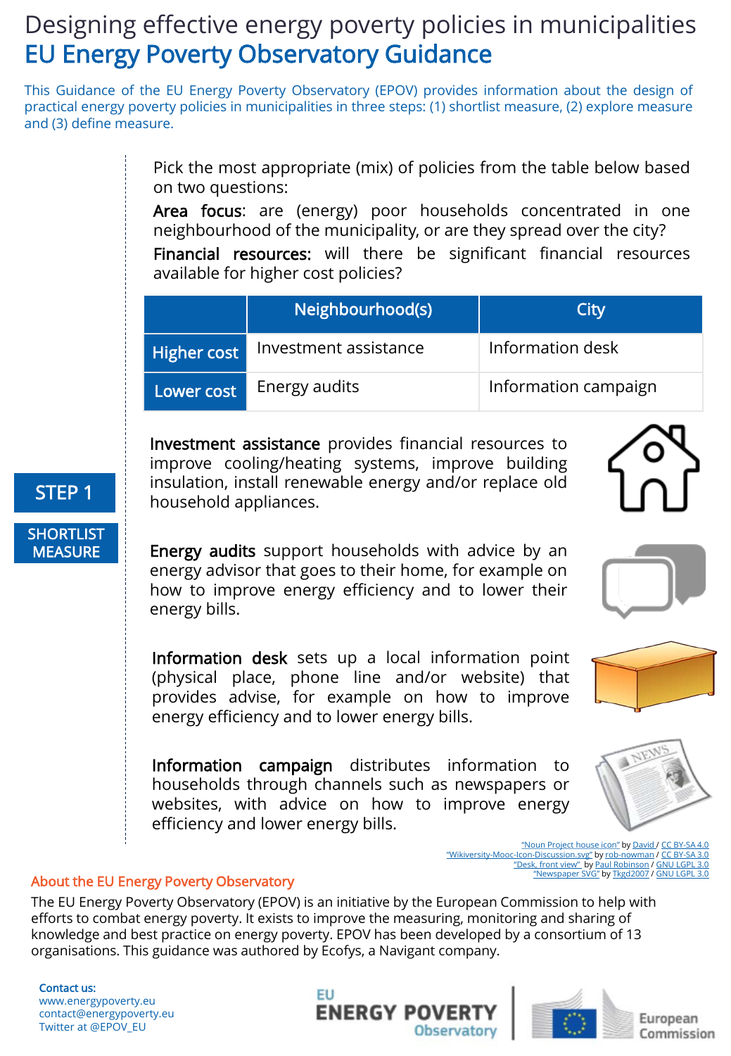# Designing effective energy poverty policies in municipalities

## EU Energy Poverty Observatory Guidance

This Guidance of the EU Energy Poverty Observatory (EPOV) provides information about the design of practical energy poverty policies in municipalities in three steps: (1) shortlist measure, (2) explore measure and (3) define measure.

## STEP 1

### SHORTLIST MEASURE

Pick the most appropriate (mix) of policies from the table below based on two questions:

**Area focus**: are (energy) poor households concentrated in one neighbourhood of the municipality, or are they spread over the city?

**Financial resources:** will there be significant financial resources available for higher cost policies?

| | Neighbourhood(s) | City |
|---|---|---|
| **Higher cost** | Investment assistance | Information desk |
| **Lower cost** | Energy audits | Information campaign |

**Investment assistance** provides financial resources to improve cooling/heating systems, improve building insulation, install renewable energy and/or replace old household appliances.

**Energy audits** support households with advice by an energy advisor that goes to their home, for example on how to improve energy efficiency and to lower their energy bills.

**Information desk** sets up a local information point (physical place, phone line and/or website) that provides advise, for example on how to improve energy efficiency and to lower energy bills.

**Information campaign** distributes information to households through channels such as newspapers or websites, with advice on how to improve energy efficiency and lower energy bills.

"Noun Project house icon" by David / CC BY-SA 4.0
"Wikiversity-Mooc-Icon-Discussion.svg" by rob-nowman / CC BY-SA 3.0
"Desk, front view" by Paul Robinson / GNU LGPL 3.0
"Newspaper SVG" by Tkgd2007 / GNU LGPL 3.0

## About the EU Energy Poverty Observatory

The EU Energy Poverty Observatory (EPOV) is an initiative by the European Commission to help with efforts to combat energy poverty. It exists to improve the measuring, monitoring and sharing of knowledge and best practice on energy poverty. EPOV has been developed by a consortium of 13 organisations. This guidance was authored by Ecofys, a Navigant company.

**Contact us:**
www.energypoverty.eu
contact@energypoverty.eu
Twitter at @EPOV_EU

EU ENERGY POVERTY Observatory | European Commission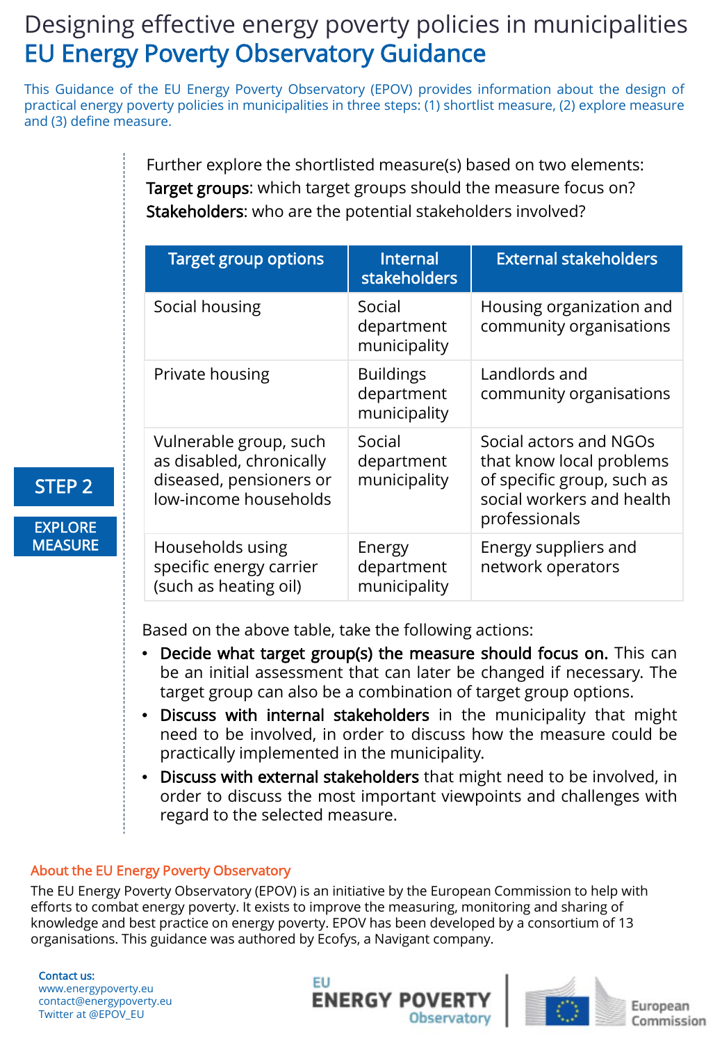# Designing effective energy poverty policies in municipalities

## EU Energy Poverty Observatory Guidance

This Guidance of the EU Energy Poverty Observatory (EPOV) provides information about the design of practical energy poverty policies in municipalities in three steps: (1) shortlist measure, (2) explore measure and (3) define measure.

### STEP 2

### EXPLORE MEASURE

Further explore the shortlisted measure(s) based on two elements:
**Target groups**: which target groups should the measure focus on?
**Stakeholders**: who are the potential stakeholders involved?

| Target group options | Internal stakeholders | External stakeholders |
|---|---|---|
| Social housing | Social department municipality | Housing organization and community organisations |
| Private housing | Buildings department municipality | Landlords and community organisations |
| Vulnerable group, such as disabled, chronically diseased, pensioners or low-income households | Social department municipality | Social actors and NGOs that know local problems of specific group, such as social workers and health professionals |
| Households using specific energy carrier (such as heating oil) | Energy department municipality | Energy suppliers and network operators |

Based on the above table, take the following actions:

- **Decide what target group(s) the measure should focus on.** This can be an initial assessment that can later be changed if necessary. The target group can also be a combination of target group options.
- **Discuss with internal stakeholders** in the municipality that might need to be involved, in order to discuss how the measure could be practically implemented in the municipality.
- **Discuss with external stakeholders** that might need to be involved, in order to discuss the most important viewpoints and challenges with regard to the selected measure.

#### About the EU Energy Poverty Observatory

The EU Energy Poverty Observatory (EPOV) is an initiative by the European Commission to help with efforts to combat energy poverty. It exists to improve the measuring, monitoring and sharing of knowledge and best practice on energy poverty. EPOV has been developed by a consortium of 13 organisations. This guidance was authored by Ecofys, a Navigant company.

**Contact us:**
www.energypoverty.eu
contact@energypoverty.eu
Twitter at @EPOV_EU

EU ENERGY POVERTY Observatory | European Commission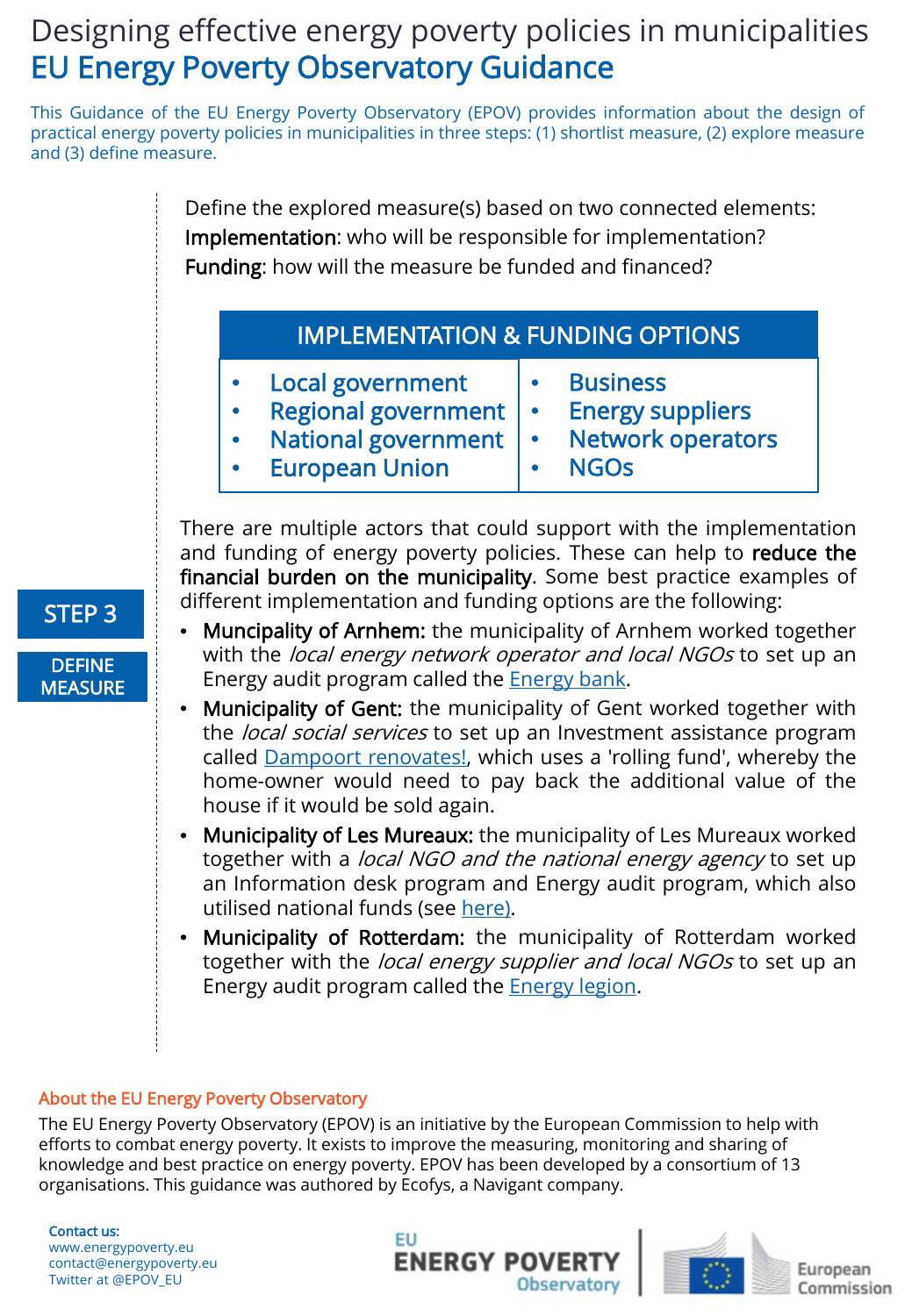# Designing effective energy poverty policies in municipalities

## EU Energy Poverty Observatory Guidance

This Guidance of the EU Energy Poverty Observatory (EPOV) provides information about the design of practical energy poverty policies in municipalities in three steps: (1) shortlist measure, (2) explore measure and (3) define measure.

**STEP 3**

**DEFINE MEASURE**

Define the explored measure(s) based on two connected elements:
**Implementation**: who will be responsible for implementation?
**Funding**: how will the measure be funded and financed?

| IMPLEMENTATION & FUNDING OPTIONS | |
|---|---|
| • Local government<br>• Regional government<br>• National government<br>• European Union | • Business<br>• Energy suppliers<br>• Network operators<br>• NGOs |

There are multiple actors that could support with the implementation and funding of energy poverty policies. These can help to **reduce the financial burden on the municipality**. Some best practice examples of different implementation and funding options are the following:

- **Muncipality of Arnhem:** the municipality of Arnhem worked together with the *local energy network operator and local NGOs* to set up an Energy audit program called the Energy bank.
- **Municipality of Gent:** the municipality of Gent worked together with the *local social services* to set up an Investment assistance program called Dampoort renovates!, which uses a 'rolling fund', whereby the home-owner would need to pay back the additional value of the house if it would be sold again.
- **Municipality of Les Mureaux:** the municipality of Les Mureaux worked together with a *local NGO and the national energy agency* to set up an Information desk program and Energy audit program, which also utilised national funds (see here).
- **Municipality of Rotterdam:** the municipality of Rotterdam worked together with the *local energy supplier and local NGOs* to set up an Energy audit program called the Energy legion.

### About the EU Energy Poverty Observatory

The EU Energy Poverty Observatory (EPOV) is an initiative by the European Commission to help with efforts to combat energy poverty. It exists to improve the measuring, monitoring and sharing of knowledge and best practice on energy poverty. EPOV has been developed by a consortium of 13 organisations. This guidance was authored by Ecofys, a Navigant company.

**Contact us:**
www.energypoverty.eu
contact@energypoverty.eu
Twitter at @EPOV_EU

EU ENERGY POVERTY Observatory

European Commission